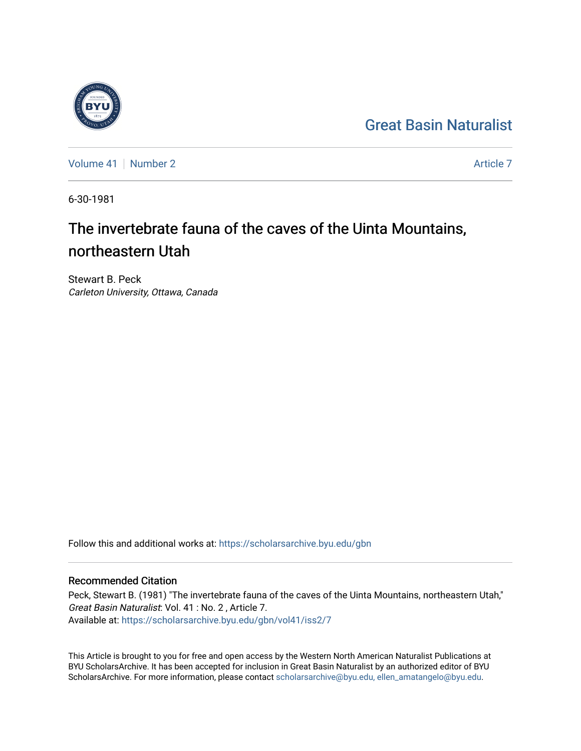Great Basin Naturalist

Volume 41 | Number 2 | Article 7

6-30-1981

# The invertebrate fauna of the caves of the Uinta Mountains, northeastern Utah

Stewart B. Peck
*Carleton University, Ottawa, Canada*

Follow this and additional works at: https://scholarsarchive.byu.edu/gbn

## Recommended Citation

Peck, Stewart B. (1981) "The invertebrate fauna of the caves of the Uinta Mountains, northeastern Utah," *Great Basin Naturalist*: Vol. 41 : No. 2 , Article 7.
Available at: https://scholarsarchive.byu.edu/gbn/vol41/iss2/7

This Article is brought to you for free and open access by the Western North American Naturalist Publications at BYU ScholarsArchive. It has been accepted for inclusion in Great Basin Naturalist by an authorized editor of BYU ScholarsArchive. For more information, please contact scholarsarchive@byu.edu, ellen_amatangelo@byu.edu.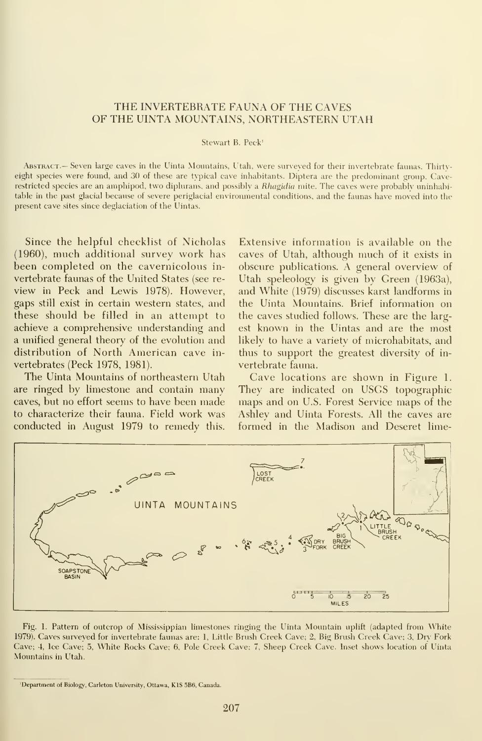# THE INVERTEBRATE FAUNA OF THE CAVES OF THE UINTA MOUNTAINS, NORTHEASTERN UTAH

Stewart B. Peck[1]

ABSTRACT.— Seven large caves in the Uinta Mountains, Utah, were surveyed for their invertebrate faunas. Thirty-eight species were found, and 30 of these are typical cave inhabitants. Diptera are the predominant group. Cave-restricted species are an amphipod, two diplurans, and possibly a *Rhagidia* mite. The caves were probably uninhabitable in the past glacial because of severe periglacial environmental conditions, and the faunas have moved into the present cave sites since deglaciation of the Uintas.

Since the helpful checklist of Nicholas (1960), much additional survey work has been completed on the cavernicolous invertebrate faunas of the United States (see review in Peck and Lewis 1978). However, gaps still exist in certain western states, and these should be filled in an attempt to achieve a comprehensive understanding and a unified general theory of the evolution and distribution of North American cave invertebrates (Peck 1978, 1981).

The Uinta Mountains of northeastern Utah are ringed by limestone and contain many caves, but no effort seems to have been made to characterize their fauna. Field work was conducted in August 1979 to remedy this. Extensive information is available on the caves of Utah, although much of it exists in obscure publications. A general overview of Utah speleology is given by Green (1963a), and White (1979) discusses karst landforms in the Uinta Mountains. Brief information on the caves studied follows. These are the largest known in the Uintas and are the most likely to have a variety of microhabitats, and thus to support the greatest diversity of invertebrate fauna.

Cave locations are shown in Figure 1. They are indicated on USGS topographic maps and on U.S. Forest Service maps of the Ashley and Uinta Forests. All the caves are formed in the Madison and Deseret lime-

Fig. 1. Pattern of outcrop of Mississippian limestones ringing the Uinta Mountain uplift (adapted from White 1979). Caves surveyed for invertebrate faunas are: 1, Little Brush Creek Cave; 2, Big Brush Creek Cave; 3, Dry Fork Cave; 4, Ice Cave; 5, White Rocks Cave; 6, Pole Creek Cave; 7, Sheep Creek Cave. Inset shows location of Uinta Mountains in Utah.

[1]Department of Biology, Carleton University, Ottawa, K1S 5B6, Canada.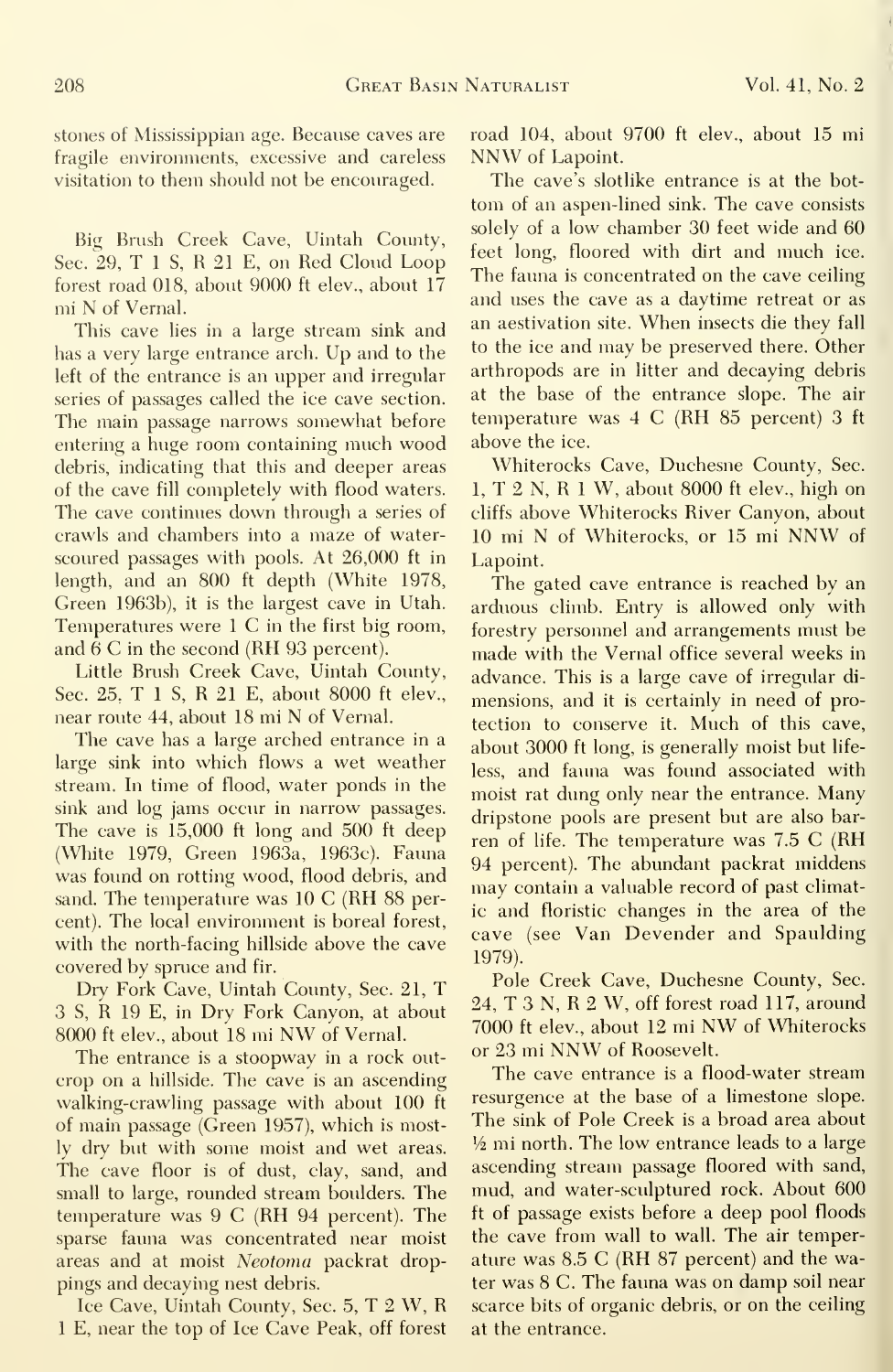stones of Mississippian age. Because caves are fragile environments, excessive and careless visitation to them should not be encouraged.

Big Brush Creek Cave, Uintah County, Sec. 29, T 1 S, R 21 E, on Red Cloud Loop forest road 018, about 9000 ft elev., about 17 mi N of Vernal.

This cave lies in a large stream sink and has a very large entrance arch. Up and to the left of the entrance is an upper and irregular series of passages called the ice cave section. The main passage narrows somewhat before entering a huge room containing much wood debris, indicating that this and deeper areas of the cave fill completely with flood waters. The cave continues down through a series of crawls and chambers into a maze of water-scoured passages with pools. At 26,000 ft in length, and an 800 ft depth (White 1978, Green 1963b), it is the largest cave in Utah. Temperatures were 1 C in the first big room, and 6 C in the second (RH 93 percent).

Little Brush Creek Cave, Uintah County, Sec. 25, T 1 S, R 21 E, about 8000 ft elev., near route 44, about 18 mi N of Vernal.

The cave has a large arched entrance in a large sink into which flows a wet weather stream. In time of flood, water ponds in the sink and log jams occur in narrow passages. The cave is 15,000 ft long and 500 ft deep (White 1979, Green 1963a, 1963c). Fauna was found on rotting wood, flood debris, and sand. The temperature was 10 C (RH 88 percent). The local environment is boreal forest, with the north-facing hillside above the cave covered by spruce and fir.

Dry Fork Cave, Uintah County, Sec. 21, T 3 S, R 19 E, in Dry Fork Canyon, at about 8000 ft elev., about 18 mi NW of Vernal.

The entrance is a stoopway in a rock outcrop on a hillside. The cave is an ascending walking-crawling passage with about 100 ft of main passage (Green 1957), which is mostly dry but with some moist and wet areas. The cave floor is of dust, clay, sand, and small to large, rounded stream boulders. The temperature was 9 C (RH 94 percent). The sparse fauna was concentrated near moist areas and at moist *Neotoma* packrat droppings and decaying nest debris.

Ice Cave, Uintah County, Sec. 5, T 2 W, R 1 E, near the top of Ice Cave Peak, off forest road 104, about 9700 ft elev., about 15 mi NNW of Lapoint.

The cave's slotlike entrance is at the bottom of an aspen-lined sink. The cave consists solely of a low chamber 30 feet wide and 60 feet long, floored with dirt and much ice. The fauna is concentrated on the cave ceiling and uses the cave as a daytime retreat or as an aestivation site. When insects die they fall to the ice and may be preserved there. Other arthropods are in litter and decaying debris at the base of the entrance slope. The air temperature was 4 C (RH 85 percent) 3 ft above the ice.

Whiterocks Cave, Duchesne County, Sec. 1, T 2 N, R 1 W, about 8000 ft elev., high on cliffs above Whiterocks River Canyon, about 10 mi N of Whiterocks, or 15 mi NNW of Lapoint.

The gated cave entrance is reached by an arduous climb. Entry is allowed only with forestry personnel and arrangements must be made with the Vernal office several weeks in advance. This is a large cave of irregular dimensions, and it is certainly in need of protection to conserve it. Much of this cave, about 3000 ft long, is generally moist but lifeless, and fauna was found associated with moist rat dung only near the entrance. Many dripstone pools are present but are also barren of life. The temperature was 7.5 C (RH 94 percent). The abundant packrat middens may contain a valuable record of past climatic and floristic changes in the area of the cave (see Van Devender and Spaulding 1979).

Pole Creek Cave, Duchesne County, Sec. 24, T 3 N, R 2 W, off forest road 117, around 7000 ft elev., about 12 mi NW of Whiterocks or 23 mi NNW of Roosevelt.

The cave entrance is a flood-water stream resurgence at the base of a limestone slope. The sink of Pole Creek is a broad area about ½ mi north. The low entrance leads to a large ascending stream passage floored with sand, mud, and water-sculptured rock. About 600 ft of passage exists before a deep pool floods the cave from wall to wall. The air temperature was 8.5 C (RH 87 percent) and the water was 8 C. The fauna was on damp soil near scarce bits of organic debris, or on the ceiling at the entrance.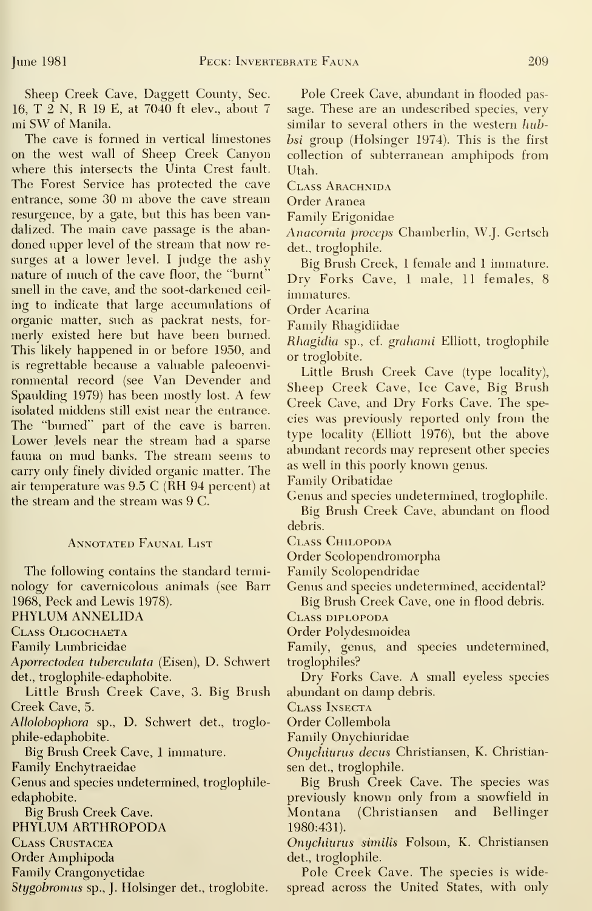Sheep Creek Cave, Daggett County, Sec. 16, T 2 N, R 19 E, at 7040 ft elev., about 7 mi SW of Manila.

The cave is formed in vertical limestones on the west wall of Sheep Creek Canyon where this intersects the Uinta Crest fault. The Forest Service has protected the cave entrance, some 30 m above the cave stream resurgence, by a gate, but this has been vandalized. The main cave passage is the abandoned upper level of the stream that now resurges at a lower level. I judge the ashy nature of much of the cave floor, the "burnt" smell in the cave, and the soot-darkened ceiling to indicate that large accumulations of organic matter, such as packrat nests, formerly existed here but have been burned. This likely happened in or before 1950, and is regrettable because a valuable paleoenvironmental record (see Van Devender and Spaulding 1979) has been mostly lost. A few isolated middens still exist near the entrance. The "burned" part of the cave is barren. Lower levels near the stream had a sparse fauna on mud banks. The stream seems to carry only finely divided organic matter. The air temperature was 9.5 C (RH 94 percent) at the stream and the stream was 9 C.

## Annotated Faunal List

The following contains the standard terminology for cavernicolous animals (see Barr 1968, Peck and Lewis 1978).

PHYLUM ANNELIDA

Class Oligochaeta

Family Lumbricidae

*Aporrectodea tuberculata* (Eisen), D. Schwert det., troglophile-edaphobite.

Little Brush Creek Cave, 3. Big Brush Creek Cave, 5.

*Allolobophora* sp., D. Schwert det., troglophile-edaphobite.

Big Brush Creek Cave, 1 immature.

Family Enchytraeidae

Genus and species undetermined, troglophile-edaphobite.

Big Brush Creek Cave.

PHYLUM ARTHROPODA

Class Crustacea

Order Amphipoda

Family Crangonyctidae

*Stygobromus* sp., J. Holsinger det., troglobite.

Pole Creek Cave, abundant in flooded passage. These are an undescribed species, very similar to several others in the western *hubbsi* group (Holsinger 1974). This is the first collection of subterranean amphipods from Utah.

Class Arachnida

Order Aranea

Family Erigonidae

*Anacornia proceps* Chamberlin, W.J. Gertsch det., troglophile.

Big Brush Creek, 1 female and 1 immature. Dry Forks Cave, 1 male, 11 females, 8 immatures.

Order Acarina

Family Rhagidiidae

*Rhagidia* sp., cf. *grahami* Elliott, troglophile or troglobite.

Little Brush Creek Cave (type locality), Sheep Creek Cave, Ice Cave, Big Brush Creek Cave, and Dry Forks Cave. The species was previously reported only from the type locality (Elliott 1976), but the above abundant records may represent other species as well in this poorly known genus.

Family Oribatidae

Genus and species undetermined, troglophile.

Big Brush Creek Cave, abundant on flood debris.

Class Chilopoda

Order Scolopendromorpha

Family Scolopendridae

Genus and species undetermined, accidental?

Big Brush Creek Cave, one in flood debris.

Class diplopoda

Order Polydesmoidea

Family, genus, and species undetermined, troglophiles?

Dry Forks Cave. A small eyeless species abundant on damp debris.

Class Insecta

Order Collembola

Family Onychiuridae

*Onychiurus decus* Christiansen, K. Christiansen det., troglophile.

Big Brush Creek Cave. The species was previously known only from a snowfield in Montana (Christiansen and Bellinger 1980:431).

*Onychiurus similis* Folsom, K. Christiansen det., troglophile.

Pole Creek Cave. The species is widespread across the United States, with only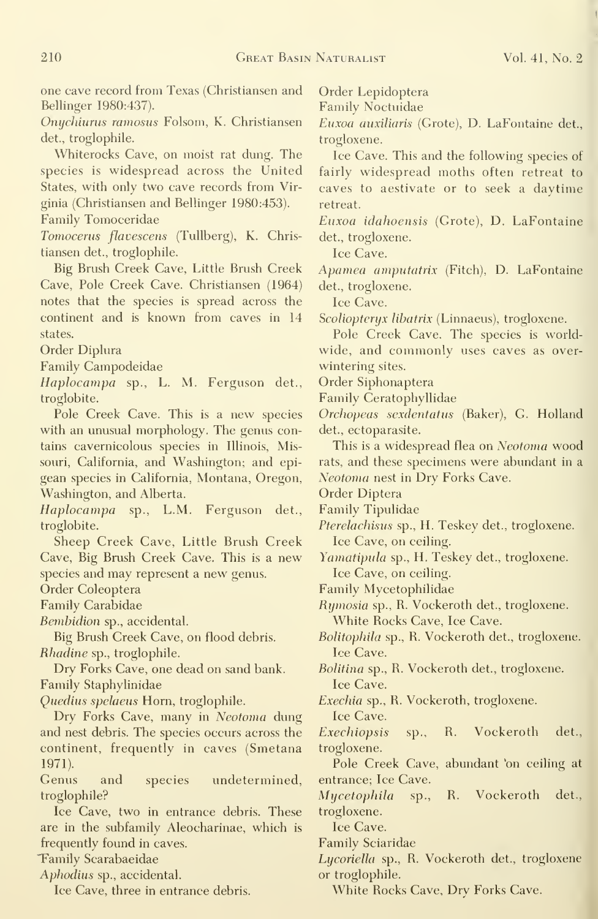one cave record from Texas (Christiansen and Bellinger 1980:437).

*Onychiurus ramosus* Folsom, K. Christiansen det., troglophile.

Whiterocks Cave, on moist rat dung. The species is widespread across the United States, with only two cave records from Virginia (Christiansen and Bellinger 1980:453).

Family Tomoceridae

*Tomocerus flavescens* (Tullberg), K. Christiansen det., troglophile.

Big Brush Creek Cave, Little Brush Creek Cave, Pole Creek Cave. Christiansen (1964) notes that the species is spread across the continent and is known from caves in 14 states.

Order Diplura

Family Campodeidae

*Haplocampa* sp., L. M. Ferguson det., troglobite.

Pole Creek Cave. This is a new species with an unusual morphology. The genus contains cavernicolous species in Illinois, Missouri, California, and Washington; and epigean species in California, Montana, Oregon, Washington, and Alberta.

*Haplocampa* sp., L.M. Ferguson det., troglobite.

Sheep Creek Cave, Little Brush Creek Cave, Big Brush Creek Cave. This is a new species and may represent a new genus.

Order Coleoptera

Family Carabidae

*Bembidion* sp., accidental.

Big Brush Creek Cave, on flood debris.

*Rhadine* sp., troglophile.

Dry Forks Cave, one dead on sand bank.

Family Staphylinidae

*Quedius spelaeus* Horn, troglophile.

Dry Forks Cave, many in *Neotoma* dung and nest debris. The species occurs across the continent, frequently in caves (Smetana 1971).

Genus and species undetermined, troglophile?

Ice Cave, two in entrance debris. These are in the subfamily Aleocharinae, which is frequently found in caves.

Family Scarabaeidae

*Aphodius* sp., accidental.

Ice Cave, three in entrance debris.

Order Lepidoptera

Family Noctuidae

*Euxoa auxiliaris* (Grote), D. LaFontaine det., trogloxene.

Ice Cave. This and the following species of fairly widespread moths often retreat to caves to aestivate or to seek a daytime retreat.

*Euxoa idahoensis* (Grote), D. LaFontaine det., trogloxene.

Ice Cave.

*Apamea amputatrix* (Fitch), D. LaFontaine det., trogloxene.

Ice Cave.

*Scoliopteryx libatrix* (Linnaeus), trogloxene.

Pole Creek Cave. The species is worldwide, and commonly uses caves as overwintering sites.

Order Siphonaptera

Family Ceratophyllidae

*Orchopeas sexdentatus* (Baker), G. Holland det., ectoparasite.

This is a widespread flea on *Neotoma* wood rats, and these specimens were abundant in a *Neotoma* nest in Dry Forks Cave.

Order Diptera

Family Tipulidae

*Pterelachisus* sp., H. Teskey det., trogloxene.

Ice Cave, on ceiling.

*Yamatipula* sp., H. Teskey det., trogloxene.

Ice Cave, on ceiling.

Family Mycetophilidae

*Rymosia* sp., R. Vockeroth det., trogloxene.

White Rocks Cave, Ice Cave.

*Bolitophila* sp., R. Vockeroth det., trogloxene.

Ice Cave.

*Bolitina* sp., R. Vockeroth det., trogloxene.

Ice Cave.

*Exechia* sp., R. Vockeroth, trogloxene.

Ice Cave.

*Exechiopsis* sp., R. Vockeroth det., trogloxene.

Pole Creek Cave, abundant on ceiling at entrance; Ice Cave.

*Mycetophila* sp., R. Vockeroth det., trogloxene.

Ice Cave.

Family Sciaridae

*Lycoriella* sp., R. Vockeroth det., trogloxene or troglophile.

White Rocks Cave, Dry Forks Cave.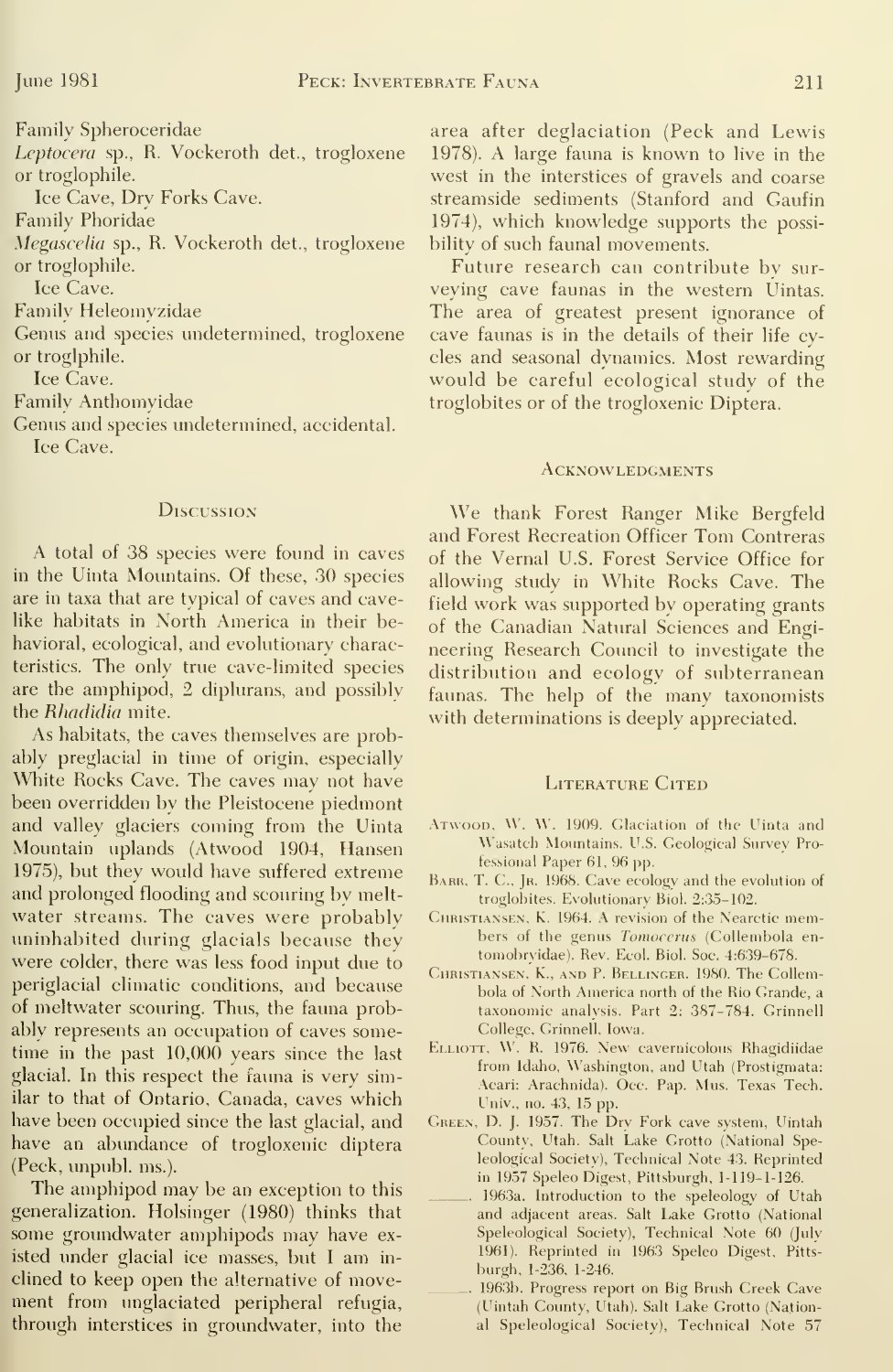Family Spheroceridae

*Leptocera* sp., R. Vockeroth det., trogloxene or troglophile.

Ice Cave, Dry Forks Cave.

Family Phoridae

*Megascelia* sp., R. Vockeroth det., trogloxene or troglophile.

Ice Cave.

Family Heleomyzidae

Genus and species undetermined, trogloxene or troglphile.

Ice Cave.

Family Anthomyidae

Genus and species undetermined, accidental.

Ice Cave.

## Discussion

A total of 38 species were found in caves in the Uinta Mountains. Of these, 30 species are in taxa that are typical of caves and cave-like habitats in North America in their behavioral, ecological, and evolutionary characteristics. The only true cave-limited species are the amphipod, 2 diplurans, and possibly the *Rhadidia* mite.

As habitats, the caves themselves are probably preglacial in time of origin, especially White Rocks Cave. The caves may not have been overridden by the Pleistocene piedmont and valley glaciers coming from the Uinta Mountain uplands (Atwood 1904, Hansen 1975), but they would have suffered extreme and prolonged flooding and scouring by meltwater streams. The caves were probably uninhabited during glacials because they were colder, there was less food input due to periglacial climatic conditions, and because of meltwater scouring. Thus, the fauna probably represents an occupation of caves sometime in the past 10,000 years since the last glacial. In this respect the fauna is very similar to that of Ontario, Canada, caves which have been occupied since the last glacial, and have an abundance of trogloxenic diptera (Peck, unpubl. ms.).

The amphipod may be an exception to this generalization. Holsinger (1980) thinks that some groundwater amphipods may have existed under glacial ice masses, but I am inclined to keep open the alternative of movement from unglaciated peripheral refugia, through interstices in groundwater, into the area after deglaciation (Peck and Lewis 1978). A large fauna is known to live in the west in the interstices of gravels and coarse streamside sediments (Stanford and Gaufin 1974), which knowledge supports the possibility of such faunal movements.

Future research can contribute by surveying cave faunas in the western Uintas. The area of greatest present ignorance of cave faunas is in the details of their life cycles and seasonal dynamics. Most rewarding would be careful ecological study of the troglobites or of the trogloxenic Diptera.

## Acknowledgments

We thank Forest Ranger Mike Bergfeld and Forest Recreation Officer Tom Contreras of the Vernal U.S. Forest Service Office for allowing study in White Rocks Cave. The field work was supported by operating grants of the Canadian Natural Sciences and Engineering Research Council to investigate the distribution and ecology of subterranean faunas. The help of the many taxonomists with determinations is deeply appreciated.

## Literature Cited

Atwood, W. W. 1909. Glaciation of the Uinta and Wasatch Mountains. U.S. Geological Survey Professional Paper 61, 96 pp.

Barr, T. C., Jr. 1968. Cave ecology and the evolution of troglobites. Evolutionary Biol. 2:35–102.

Christiansen, K. 1964. A revision of the Nearctic members of the genus *Tomocerus* (Collembola entomobryidae). Rev. Ecol. Biol. Soc. 4:639–678.

Christiansen, K., and P. Bellinger. 1980. The Collembola of North America north of the Rio Grande, a taxonomic analysis. Part 2: 387–784. Grinnell College, Grinnell, Iowa.

Elliott, W. R. 1976. New cavernicolous Rhagidiidae from Idaho, Washington, and Utah (Prostigmata: Acari: Arachnida). Occ. Pap. Mus. Texas Tech. Univ., no. 43, 15 pp.

Green, D. J. 1957. The Dry Fork cave system, Uintah County, Utah. Salt Lake Grotto (National Speleological Society), Technical Note 43. Reprinted in 1957 Speleo Digest, Pittsburgh, 1-119–1-126.

———. 1963a. Introduction to the speleology of Utah and adjacent areas. Salt Lake Grotto (National Speleological Society), Technical Note 60 (July 1961). Reprinted in 1963 Speleo Digest, Pittsburgh, 1-236, 1-246.

———. 1963b. Progress report on Big Brush Creek Cave (Uintah County, Utah). Salt Lake Grotto (National Speleological Society), Technical Note 57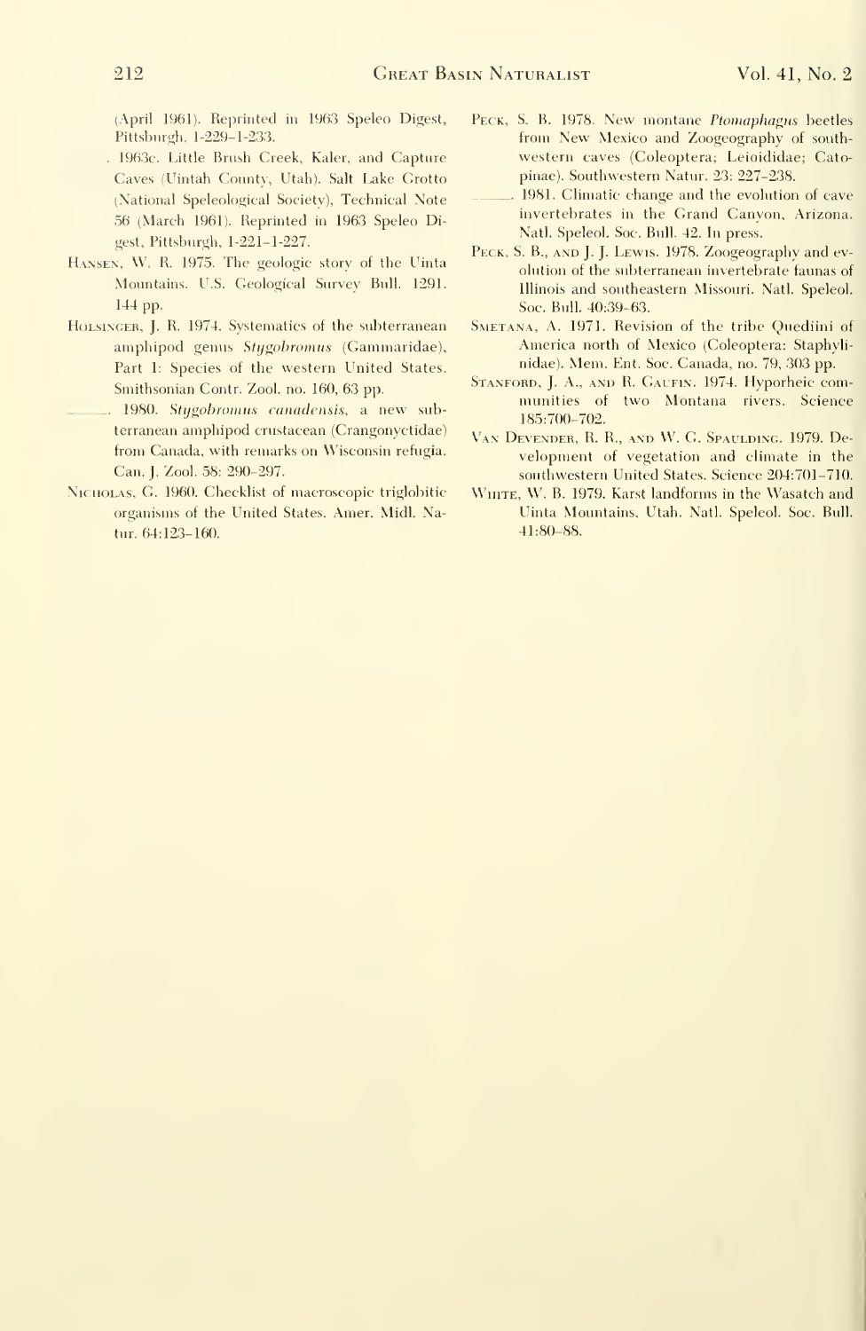(April 1961). Reprinted in 1963 Speleo Digest, Pittsburgh, 1-229–1-233.

\_\_\_\_\_. 1963c. Little Brush Creek, Kaler, and Capture Caves (Uintah County, Utah). Salt Lake Grotto (National Speleological Society), Technical Note 56 (March 1961). Reprinted in 1963 Speleo Digest, Pittsburgh, 1-221–1-227.

Hansen, W. R. 1975. The geologic story of the Uinta Mountains. U.S. Geological Survey Bull. 1291. 144 pp.

Holsinger, J. R. 1974. Systematics of the subterranean amphipod genus *Stygobromus* (Gammaridae), Part 1: Species of the western United States. Smithsonian Contr. Zool. no. 160, 63 pp.

\_\_\_\_\_. 1980. *Stygobromus canadensis*, a new subterranean amphipod crustacean (Crangonyctidae) from Canada, with remarks on Wisconsin refugia. Can. J. Zool. 58: 290–297.

Nicholas, G. 1960. Checklist of macroscopic troglobitic organisms of the United States. Amer. Midl. Natur. 64:123–160.

Peck, S. B. 1978. New montane *Ptomaphagus* beetles from New Mexico and Zoogeography of southwestern caves (Coleoptera; Leioididae; Catopinae). Southwestern Natur. 23: 227–238.

\_\_\_\_\_. 1981. Climatic change and the evolution of cave invertebrates in the Grand Canyon, Arizona. Natl. Speleol. Soc. Bull. 42. In press.

Peck, S. B., and J. J. Lewis. 1978. Zoogeography and evolution of the subterranean invertebrate faunas of Illinois and southeastern Missouri. Natl. Speleol. Soc. Bull. 40:39–63.

Smetana, A. 1971. Revision of the tribe Quediini of America north of Mexico (Coleoptera: Staphylinidae). Mem. Ent. Soc. Canada, no. 79, 303 pp.

Stanford, J. A., and R. Gaufin. 1974. Hyporheic communities of two Montana rivers. Science 185:700–702.

Van Devender, R. R., and W. G. Spaulding. 1979. Development of vegetation and climate in the southwestern United States. Science 204:701–710.

White, W. B. 1979. Karst landforms in the Wasatch and Uinta Mountains, Utah. Natl. Speleol. Soc. Bull. 41:80–88.